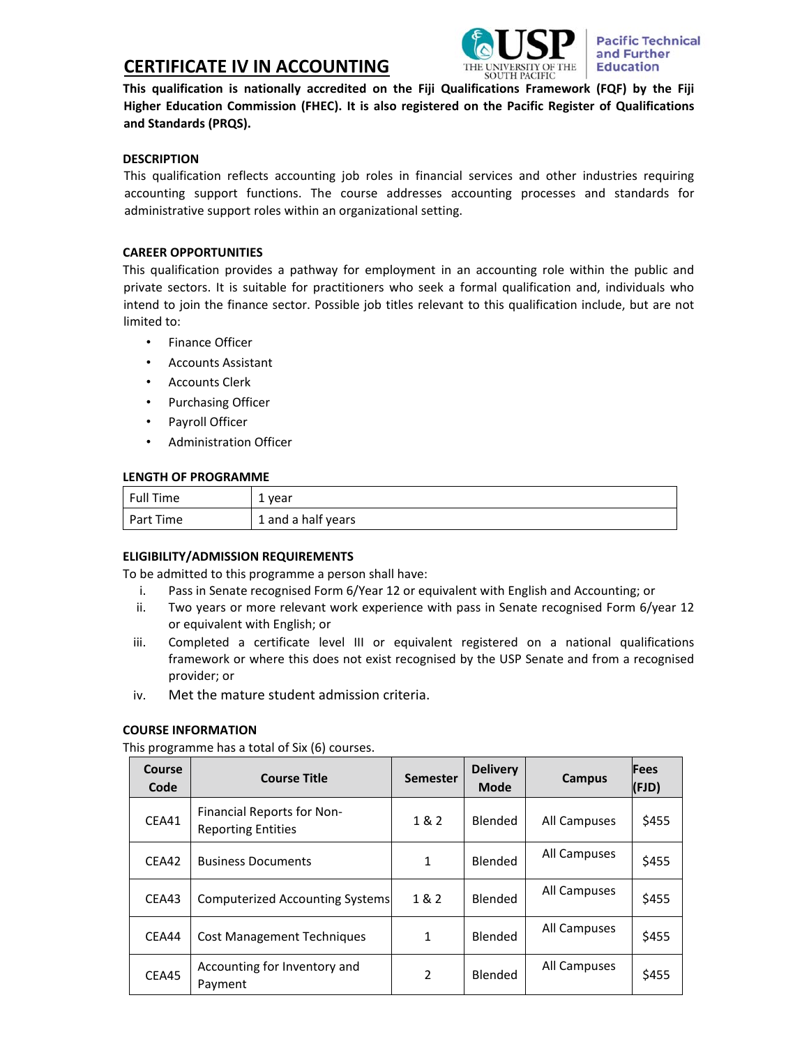# CERTIFICATE IV IN ACCOUNTING

**This qualification is nationally accredited on the Fiji Qualifications Framework (FQF) by the Fiji Higher Education Commission (FHEC). It is also registered on the Pacific Register of Qualifications and Standards (PRQS).**

### DESCRIPTION

This qualification reflects accounting job roles in financial services and other industries requiring accounting support functions. The course addresses accounting processes and standards for administrative support roles within an organizational setting.

### CAREER OPPORTUNITIES

This qualification provides a pathway for employment in an accounting role within the public and private sectors. It is suitable for practitioners who seek a formal qualification and, individuals who intend to join the finance sector. Possible job titles relevant to this qualification include, but are not limited to:

- Finance Officer
- Accounts Assistant
- Accounts Clerk
- Purchasing Officer
- Payroll Officer
- Administration Officer

### LENGTH OF PROGRAMME

| | |
|---|---|
| Full Time | 1 year |
| Part Time | 1 and a half years |

### ELIGIBILITY/ADMISSION REQUIREMENTS

To be admitted to this programme a person shall have:

i. Pass in Senate recognised Form 6/Year 12 or equivalent with English and Accounting; or
ii. Two years or more relevant work experience with pass in Senate recognised Form 6/year 12 or equivalent with English; or
iii. Completed a certificate level III or equivalent registered on a national qualifications framework or where this does not exist recognised by the USP Senate and from a recognised provider; or
iv. Met the mature student admission criteria.

### COURSE INFORMATION

This programme has a total of Six (6) courses.

| Course Code | Course Title | Semester | Delivery Mode | Campus | Fees (FJD) |
|---|---|---|---|---|---|
| CEA41 | Financial Reports for Non-Reporting Entities | 1 & 2 | Blended | All Campuses | $455 |
| CEA42 | Business Documents | 1 | Blended | All Campuses | $455 |
| CEA43 | Computerized Accounting Systems | 1 & 2 | Blended | All Campuses | $455 |
| CEA44 | Cost Management Techniques | 1 | Blended | All Campuses | $455 |
| CEA45 | Accounting for Inventory and Payment | 2 | Blended | All Campuses | $455 |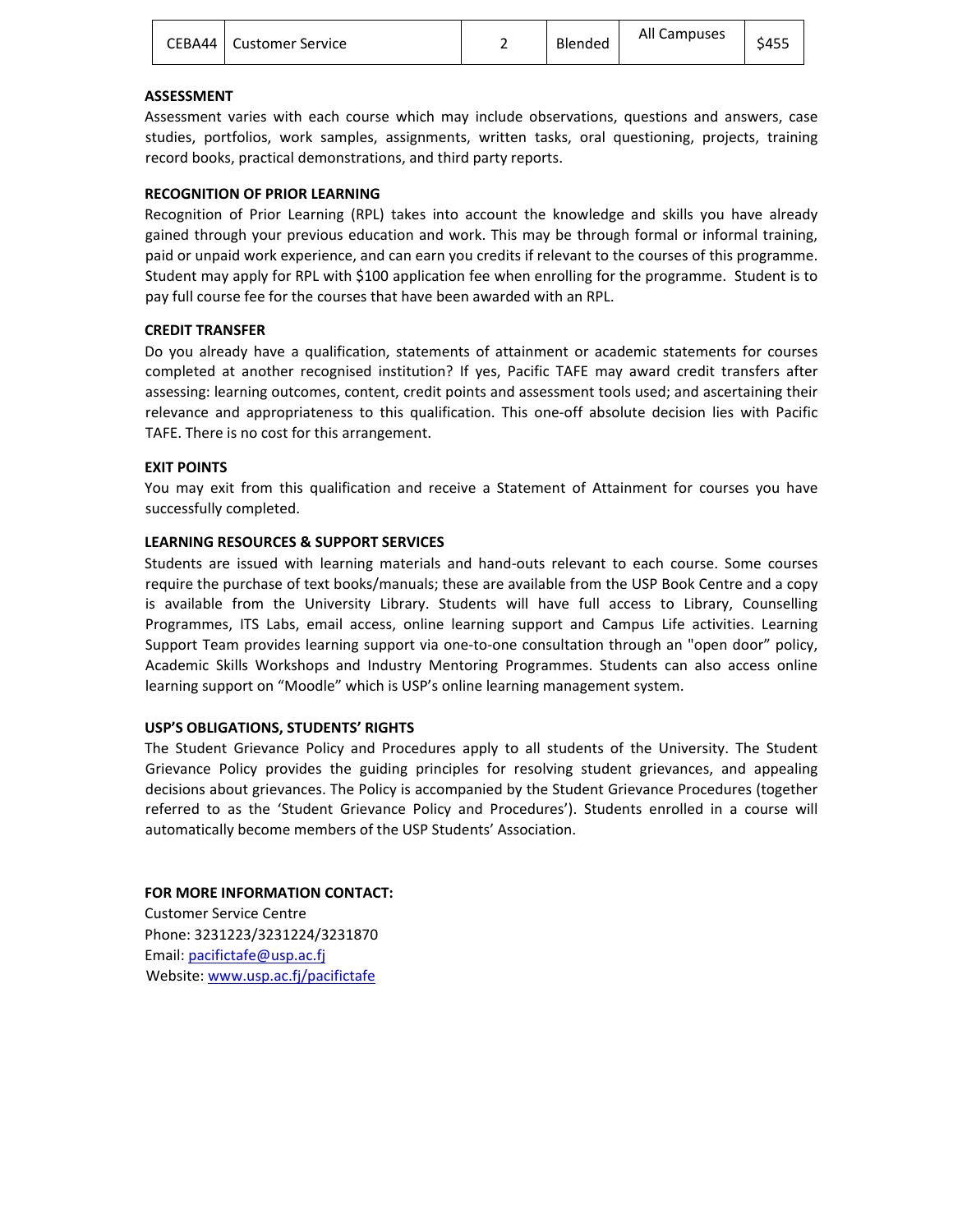| | | | | | |
|---|---|---|---|---|---|
| CEBA44 | Customer Service | 2 | Blended | All Campuses | $455 |

**ASSESSMENT**

Assessment varies with each course which may include observations, questions and answers, case studies, portfolios, work samples, assignments, written tasks, oral questioning, projects, training record books, practical demonstrations, and third party reports.

**RECOGNITION OF PRIOR LEARNING**

Recognition of Prior Learning (RPL) takes into account the knowledge and skills you have already gained through your previous education and work. This may be through formal or informal training, paid or unpaid work experience, and can earn you credits if relevant to the courses of this programme. Student may apply for RPL with $100 application fee when enrolling for the programme. Student is to pay full course fee for the courses that have been awarded with an RPL.

**CREDIT TRANSFER**

Do you already have a qualification, statements of attainment or academic statements for courses completed at another recognised institution? If yes, Pacific TAFE may award credit transfers after assessing: learning outcomes, content, credit points and assessment tools used; and ascertaining their relevance and appropriateness to this qualification. This one-off absolute decision lies with Pacific TAFE. There is no cost for this arrangement.

**EXIT POINTS**

You may exit from this qualification and receive a Statement of Attainment for courses you have successfully completed.

**LEARNING RESOURCES & SUPPORT SERVICES**

Students are issued with learning materials and hand-outs relevant to each course. Some courses require the purchase of text books/manuals; these are available from the USP Book Centre and a copy is available from the University Library. Students will have full access to Library, Counselling Programmes, ITS Labs, email access, online learning support and Campus Life activities. Learning Support Team provides learning support via one-to-one consultation through an "open door" policy, Academic Skills Workshops and Industry Mentoring Programmes. Students can also access online learning support on "Moodle" which is USP's online learning management system.

**USP'S OBLIGATIONS, STUDENTS' RIGHTS**

The Student Grievance Policy and Procedures apply to all students of the University. The Student Grievance Policy provides the guiding principles for resolving student grievances, and appealing decisions about grievances. The Policy is accompanied by the Student Grievance Procedures (together referred to as the 'Student Grievance Policy and Procedures'). Students enrolled in a course will automatically become members of the USP Students' Association.

**FOR MORE INFORMATION CONTACT:**

Customer Service Centre
Phone: 3231223/3231224/3231870
Email: pacifictafe@usp.ac.fj
Website: www.usp.ac.fj/pacifictafe